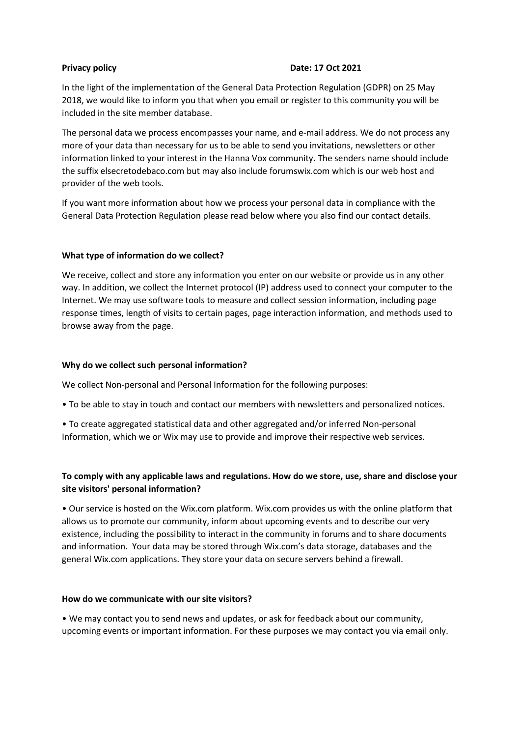**Privacy policy** **Date: 17 Oct 2021**

In the light of the implementation of the General Data Protection Regulation (GDPR) on 25 May 2018, we would like to inform you that when you email or register to this community you will be included in the site member database.

The personal data we process encompasses your name, and e-mail address. We do not process any more of your data than necessary for us to be able to send you invitations, newsletters or other information linked to your interest in the Hanna Vox community. The senders name should include the suffix elsecretodebaco.com but may also include forumswix.com which is our web host and provider of the web tools.

If you want more information about how we process your personal data in compliance with the General Data Protection Regulation please read below where you also find our contact details.

**What type of information do we collect?**

We receive, collect and store any information you enter on our website or provide us in any other way. In addition, we collect the Internet protocol (IP) address used to connect your computer to the Internet. We may use software tools to measure and collect session information, including page response times, length of visits to certain pages, page interaction information, and methods used to browse away from the page.

**Why do we collect such personal information?**

We collect Non-personal and Personal Information for the following purposes:

• To be able to stay in touch and contact our members with newsletters and personalized notices.

• To create aggregated statistical data and other aggregated and/or inferred Non-personal Information, which we or Wix may use to provide and improve their respective web services.

**To comply with any applicable laws and regulations. How do we store, use, share and disclose your site visitors' personal information?**

• Our service is hosted on the Wix.com platform. Wix.com provides us with the online platform that allows us to promote our community, inform about upcoming events and to describe our very existence, including the possibility to interact in the community in forums and to share documents and information. Your data may be stored through Wix.com's data storage, databases and the general Wix.com applications. They store your data on secure servers behind a firewall.

**How do we communicate with our site visitors?**

• We may contact you to send news and updates, or ask for feedback about our community, upcoming events or important information. For these purposes we may contact you via email only.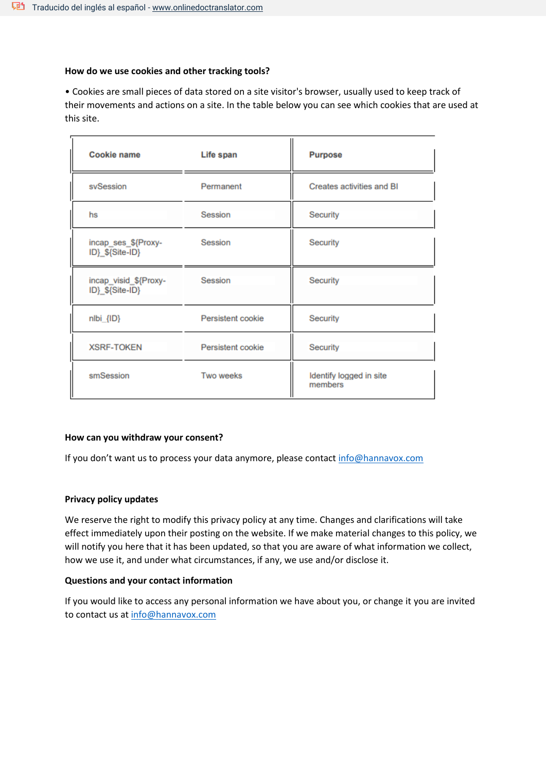**How do we use cookies and other tracking tools?**

• Cookies are small pieces of data stored on a site visitor's browser, usually used to keep track of their movements and actions on a site. In the table below you can see which cookies that are used at this site.

| Cookie name | Life span | Purpose |
| --- | --- | --- |
| svSession | Permanent | Creates activities and BI |
| hs | Session | Security |
| incap_ses_${Proxy-ID}_${Site-ID} | Session | Security |
| incap_visid_${Proxy-ID}_${Site-ID} | Session | Security |
| nlbi_{ID} | Persistent cookie | Security |
| XSRF-TOKEN | Persistent cookie | Security |
| smSession | Two weeks | Identify logged in site members |

**How can you withdraw your consent?**

If you don't want us to process your data anymore, please contact info@hannavox.com

**Privacy policy updates**

We reserve the right to modify this privacy policy at any time. Changes and clarifications will take effect immediately upon their posting on the website. If we make material changes to this policy, we will notify you here that it has been updated, so that you are aware of what information we collect, how we use it, and under what circumstances, if any, we use and/or disclose it.

**Questions and your contact information**

If you would like to access any personal information we have about you, or change it you are invited to contact us at info@hannavox.com